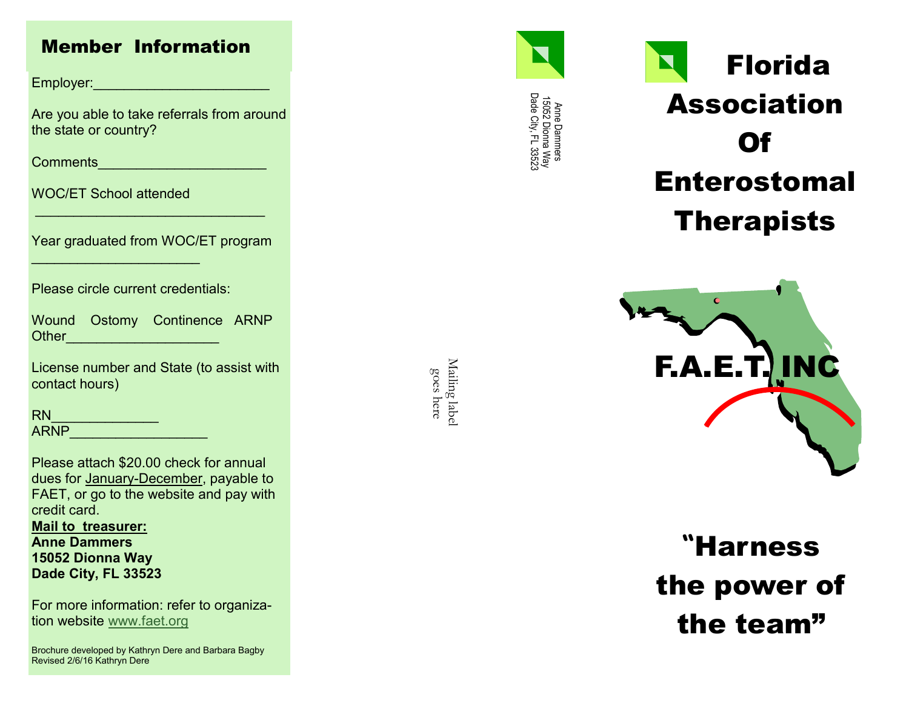## Member Information

Employer:______________________

Are you able to take referrals from around the state or country?

Comments_____________________

WOC/ET School attended

_____________________________

Year graduated from WOC/ET program

_____________________

Please circle current credentials:

Wound Ostomy Continence ARNP Other___________________

License number and State (to assist with contact hours)

RN______________
ARNP__________________

Please attach $20.00 check for annual dues for January-December, payable to FAET, or go to the website and pay with credit card.

**Mail to treasurer:**
**Anne Dammers**
**15052 Dionna Way**
**Dade City, FL 33523**

For more information: refer to organization website www.faet.org

Brochure developed by Kathryn Dere and Barbara Bagby
Revised 2/6/16 Kathryn Dere

Anne Dammers
15052 Dionna Way
Dade City, FL 33523

Mailing label goes here

# Florida Association Of Enterostomal Therapists

F.A.E.T. INC

## "Harness the power of the team"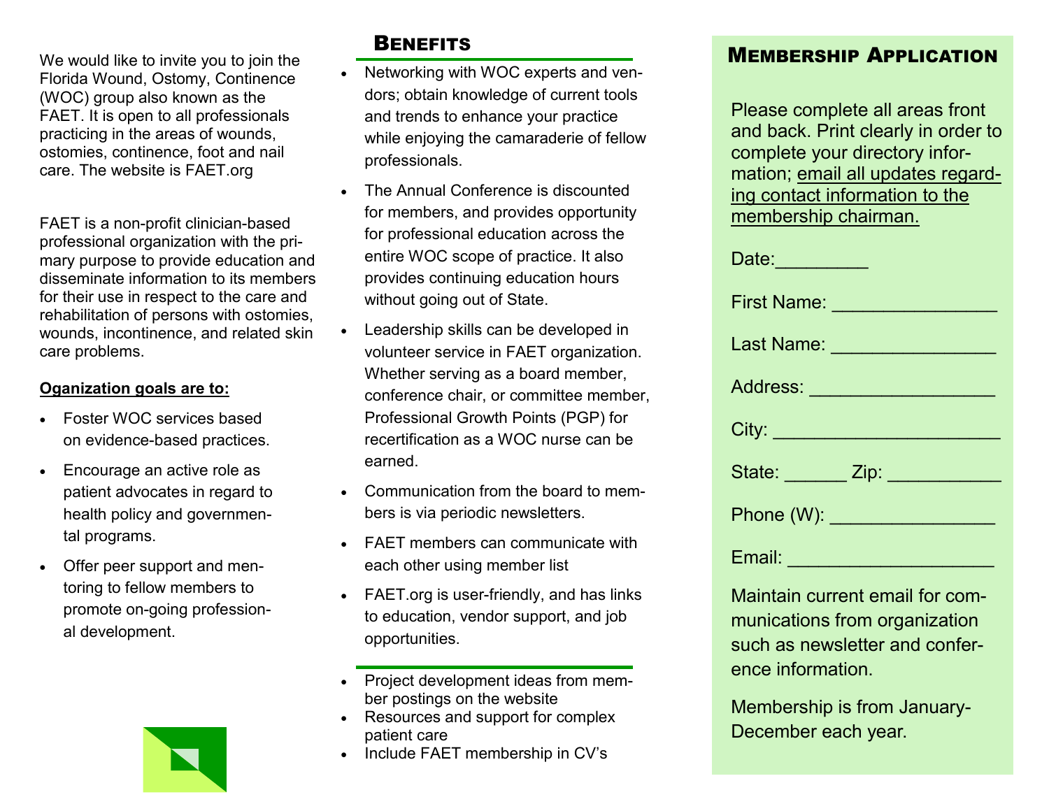We would like to invite you to join the Florida Wound, Ostomy, Continence (WOC) group also known as the FAET. It is open to all professionals practicing in the areas of wounds, ostomies, continence, foot and nail care. The website is FAET.org

FAET is a non-profit clinician-based professional organization with the primary purpose to provide education and disseminate information to its members for their use in respect to the care and rehabilitation of persons with ostomies, wounds, incontinence, and related skin care problems.

**Organization goals are to:**

- Foster WOC services based on evidence-based practices.
- Encourage an active role as patient advocates in regard to health policy and governmental programs.
- Offer peer support and mentoring to fellow members to promote on-going professional development.

## Benefits

- Networking with WOC experts and vendors; obtain knowledge of current tools and trends to enhance your practice while enjoying the camaraderie of fellow professionals.
- The Annual Conference is discounted for members, and provides opportunity for professional education across the entire WOC scope of practice. It also provides continuing education hours without going out of State.
- Leadership skills can be developed in volunteer service in FAET organization. Whether serving as a board member, conference chair, or committee member, Professional Growth Points (PGP) for recertification as a WOC nurse can be earned.
- Communication from the board to members is via periodic newsletters.
- FAET members can communicate with each other using member list
- FAET.org is user-friendly, and has links to education, vendor support, and job opportunities.

- Project development ideas from member postings on the website
- Resources and support for complex patient care
- Include FAET membership in CV's

## Membership Application

Please complete all areas front and back. Print clearly in order to complete your directory information; email all updates regarding contact information to the membership chairman.

Date:_________

First Name: ________________

Last Name: ________________

Address: __________________

City: ______________________

State: ______ Zip: ___________

Phone (W): ________________

Email: ____________________

Maintain current email for communications from organization such as newsletter and conference information.

Membership is from January-December each year.